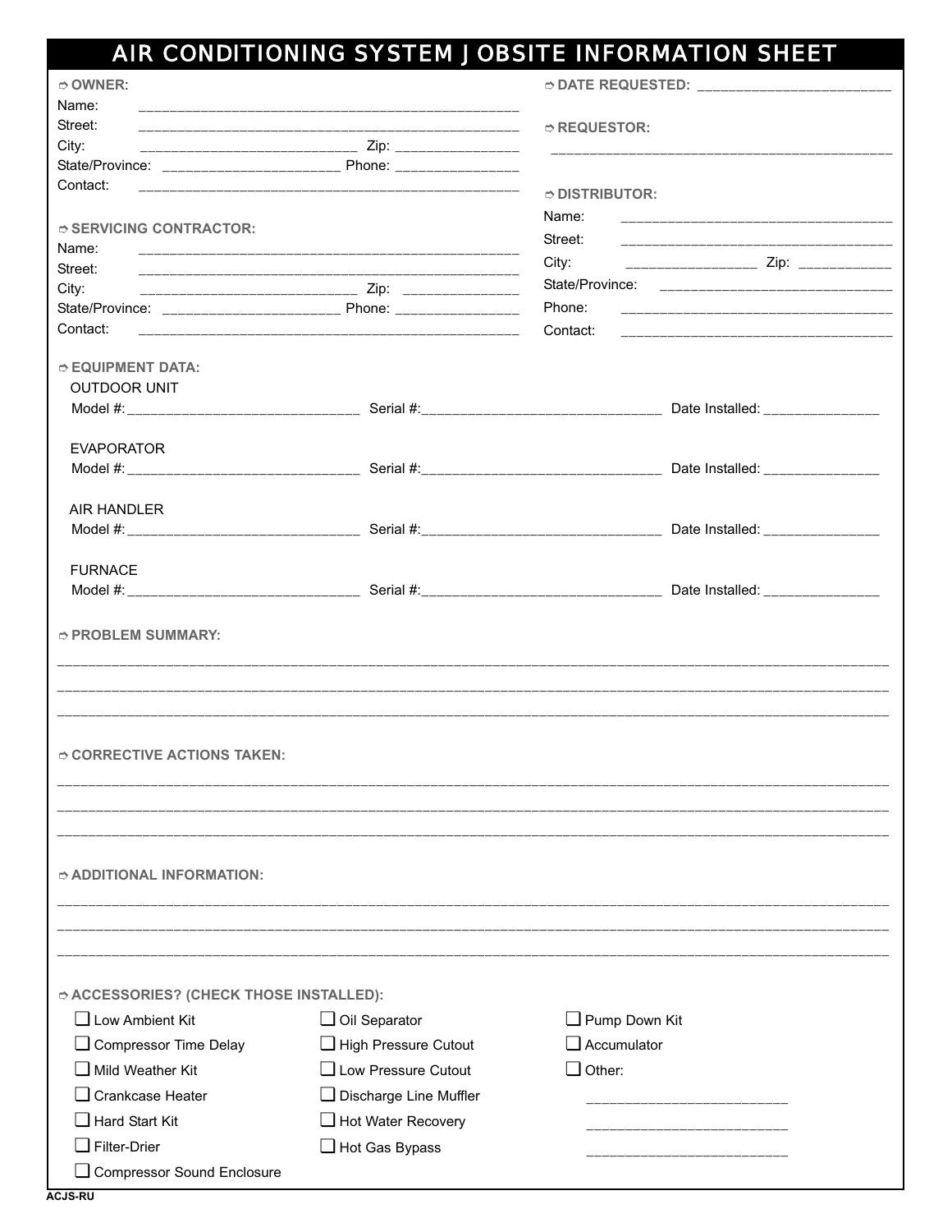# AIR CONDITIONING SYSTEM JOBSITE INFORMATION SHEET

➪ **OWNER:**

Name: ____________________________________________

Street: ____________________________________________

City: __________________________ Zip: _______________

State/Province: ______________________ Phone: _______________

Contact: ____________________________________________

➪ **DATE REQUESTED:** ________________________

➪ **REQUESTOR:**

____________________________________________

➪ **SERVICING CONTRACTOR:**

Name: ____________________________________________

Street: ____________________________________________

City: __________________________ Zip: _______________

State/Province: ______________________ Phone: _______________

Contact: ____________________________________________

➪ **DISTRIBUTOR:**

Name: ________________________________

Street: ________________________________

City: ________________ Zip: ____________

State/Province: ____________________________

Phone: ________________________________

Contact: ________________________________

➪ **EQUIPMENT DATA:**

OUTDOOR UNIT

Model #: ____________________________ Serial #: ______________________________ Date Installed: _______________

EVAPORATOR

Model #: ____________________________ Serial #: ______________________________ Date Installed: _______________

AIR HANDLER

Model #: ____________________________ Serial #: ______________________________ Date Installed: _______________

FURNACE

Model #: ____________________________ Serial #: ______________________________ Date Installed: _______________

➪ **PROBLEM SUMMARY:**

________________________________________________________________________________

________________________________________________________________________________

________________________________________________________________________________

➪ **CORRECTIVE ACTIONS TAKEN:**

________________________________________________________________________________

________________________________________________________________________________

________________________________________________________________________________

➪ **ADDITIONAL INFORMATION:**

________________________________________________________________________________

________________________________________________________________________________

________________________________________________________________________________

➪ **ACCESSORIES? (CHECK THOSE INSTALLED):**

- ☐ Low Ambient Kit
- ☐ Compressor Time Delay
- ☐ Mild Weather Kit
- ☐ Crankcase Heater
- ☐ Hard Start Kit
- ☐ Filter-Drier
- ☐ Compressor Sound Enclosure
- ☐ Oil Separator
- ☐ High Pressure Cutout
- ☐ Low Pressure Cutout
- ☐ Discharge Line Muffler
- ☐ Hot Water Recovery
- ☐ Hot Gas Bypass
- ☐ Pump Down Kit
- ☐ Accumulator
- ☐ Other:

  ________________________

  ________________________

  ________________________

ACJS-RU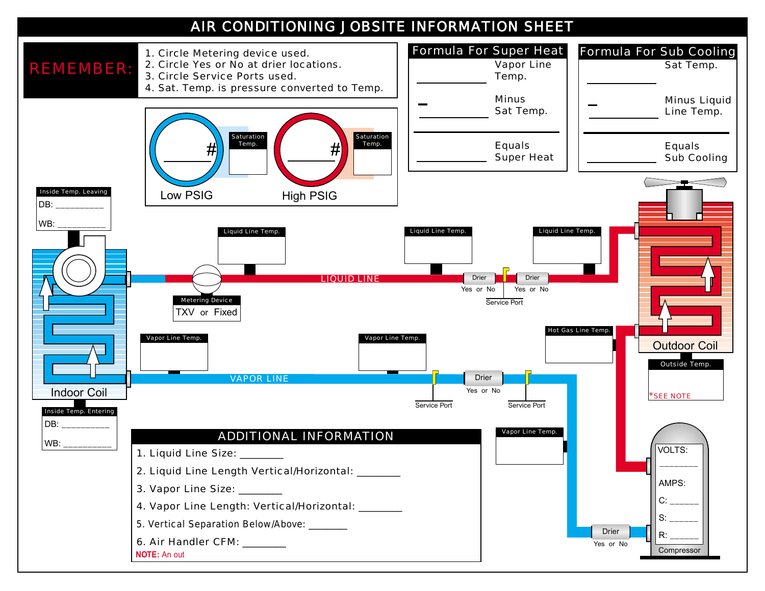# AIR CONDITIONING JOBSITE INFORMATION SHEET

**REMEMBER:**

1. Circle Metering device used.
2. Circle Yes or No at drier locations.
3. Circle Service Ports used.
4. Sat. Temp. is pressure converted to Temp.

## Formula For Super Heat

_________ Vapor Line Temp.

– _________ Minus Sat Temp.

_________ Equals Super Heat

## Formula For Sub Cooling

_________ Sat Temp.

– _________ Minus Liquid Line Temp.

_________ Equals Sub Cooling

_____ # Saturation Temp.

Low PSIG

_____ # Saturation Temp.

High PSIG

Inside Temp. Leaving

DB: _________

WB: _________

Liquid Line Temp.

Liquid Line Temp.

Liquid Line Temp.

LIQUID LINE

Metering Device

TXV or Fixed

Drier

Yes or No

Drier

Yes or No

Service Port

Vapor Line Temp.

Vapor Line Temp.

Hot Gas Line Temp.

Outdoor Coil

Outside Temp.

*SEE NOTE

VAPOR LINE

Indoor Coil

Drier

Yes or No

Service Port

Service Port

Inside Temp. Entering

DB: _________

WB: _________

Vapor Line Temp.

Drier

Yes or No

VOLTS:

_______

AMPS:

C: _____

S: _____

R: _____

Compressor

## ADDITIONAL INFORMATION

1. Liquid Line Size: _______
2. Liquid Line Length Vertical/Horizontal: _______
3. Vapor Line Size: _______
4. Vapor Line Length: Vertical/Horizontal: _______
5. Vertical Separation Below/Above: _______
6. Air Handler CFM: _______

**NOTE:** An out